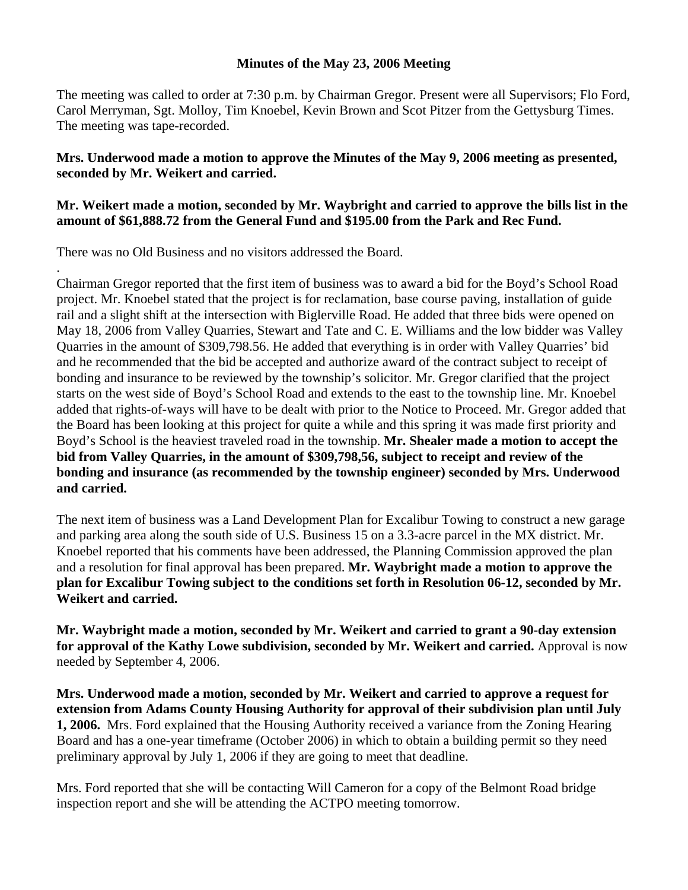**Minutes of the May 23, 2006 Meeting**

The meeting was called to order at 7:30 p.m. by Chairman Gregor. Present were all Supervisors; Flo Ford, Carol Merryman, Sgt. Molloy, Tim Knoebel, Kevin Brown and Scot Pitzer from the Gettysburg Times. The meeting was tape-recorded.

**Mrs. Underwood made a motion to approve the Minutes of the May 9, 2006 meeting as presented, seconded by Mr. Weikert and carried.**

**Mr. Weikert made a motion, seconded by Mr. Waybright and carried to approve the bills list in the amount of $61,888.72 from the General Fund and $195.00 from the Park and Rec Fund.**

There was no Old Business and no visitors addressed the Board.

.

Chairman Gregor reported that the first item of business was to award a bid for the Boyd's School Road project. Mr. Knoebel stated that the project is for reclamation, base course paving, installation of guide rail and a slight shift at the intersection with Biglerville Road. He added that three bids were opened on May 18, 2006 from Valley Quarries, Stewart and Tate and C. E. Williams and the low bidder was Valley Quarries in the amount of $309,798.56. He added that everything is in order with Valley Quarries' bid and he recommended that the bid be accepted and authorize award of the contract subject to receipt of bonding and insurance to be reviewed by the township's solicitor. Mr. Gregor clarified that the project starts on the west side of Boyd's School Road and extends to the east to the township line. Mr. Knoebel added that rights-of-ways will have to be dealt with prior to the Notice to Proceed. Mr. Gregor added that the Board has been looking at this project for quite a while and this spring it was made first priority and Boyd's School is the heaviest traveled road in the township. **Mr. Shealer made a motion to accept the bid from Valley Quarries, in the amount of $309,798,56, subject to receipt and review of the bonding and insurance (as recommended by the township engineer) seconded by Mrs. Underwood and carried.**

The next item of business was a Land Development Plan for Excalibur Towing to construct a new garage and parking area along the south side of U.S. Business 15 on a 3.3-acre parcel in the MX district. Mr. Knoebel reported that his comments have been addressed, the Planning Commission approved the plan and a resolution for final approval has been prepared. **Mr. Waybright made a motion to approve the plan for Excalibur Towing subject to the conditions set forth in Resolution 06-12, seconded by Mr. Weikert and carried.**

**Mr. Waybright made a motion, seconded by Mr. Weikert and carried to grant a 90-day extension for approval of the Kathy Lowe subdivision, seconded by Mr. Weikert and carried.** Approval is now needed by September 4, 2006.

**Mrs. Underwood made a motion, seconded by Mr. Weikert and carried to approve a request for extension from Adams County Housing Authority for approval of their subdivision plan until July 1, 2006.** Mrs. Ford explained that the Housing Authority received a variance from the Zoning Hearing Board and has a one-year timeframe (October 2006) in which to obtain a building permit so they need preliminary approval by July 1, 2006 if they are going to meet that deadline.

Mrs. Ford reported that she will be contacting Will Cameron for a copy of the Belmont Road bridge inspection report and she will be attending the ACTPO meeting tomorrow.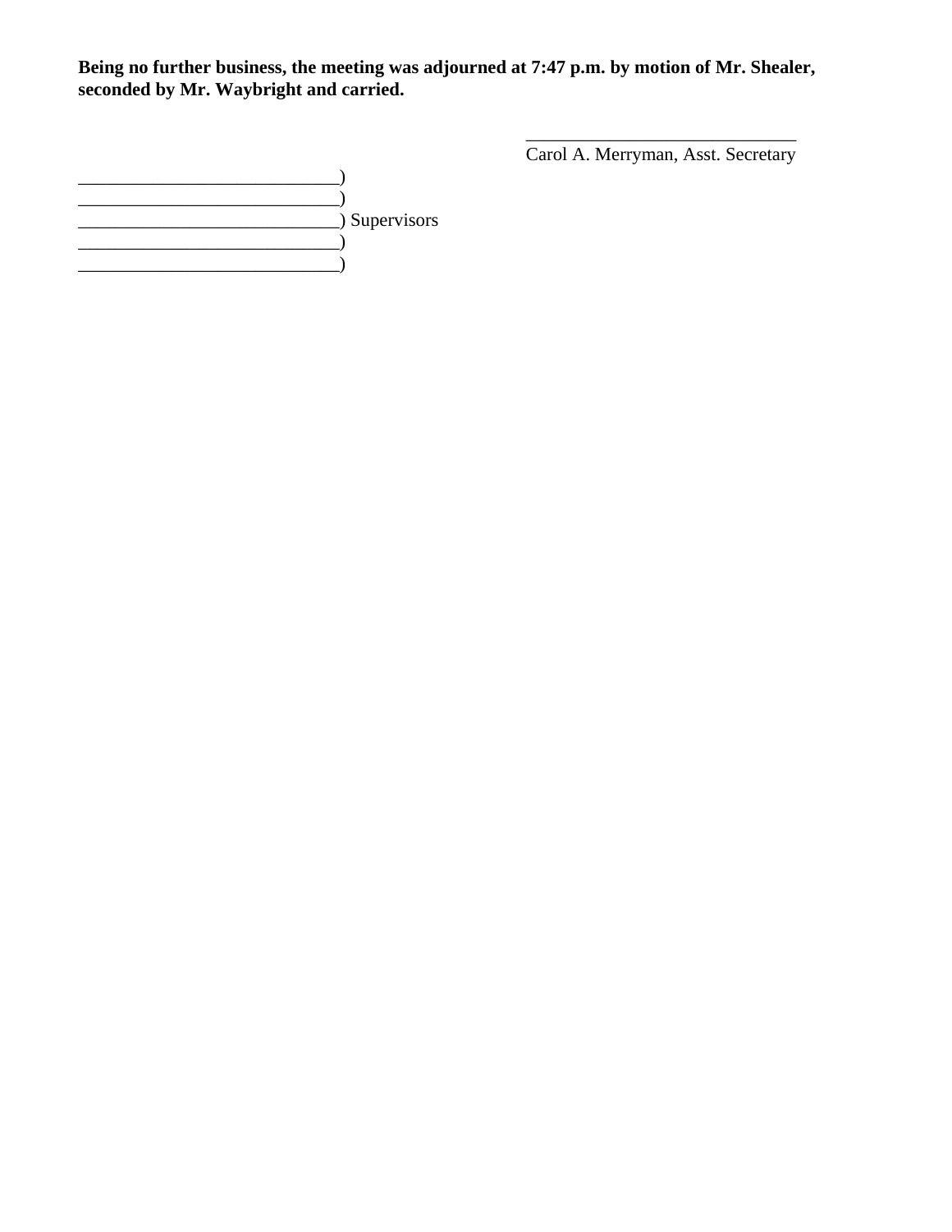**Being no further business, the meeting was adjourned at 7:47 p.m. by motion of Mr. Shealer, seconded by Mr. Waybright and carried.**

______________________________
Carol A. Merryman, Asst. Secretary

_____________________________)
_____________________________)
_____________________________) Supervisors
_____________________________)
_____________________________)